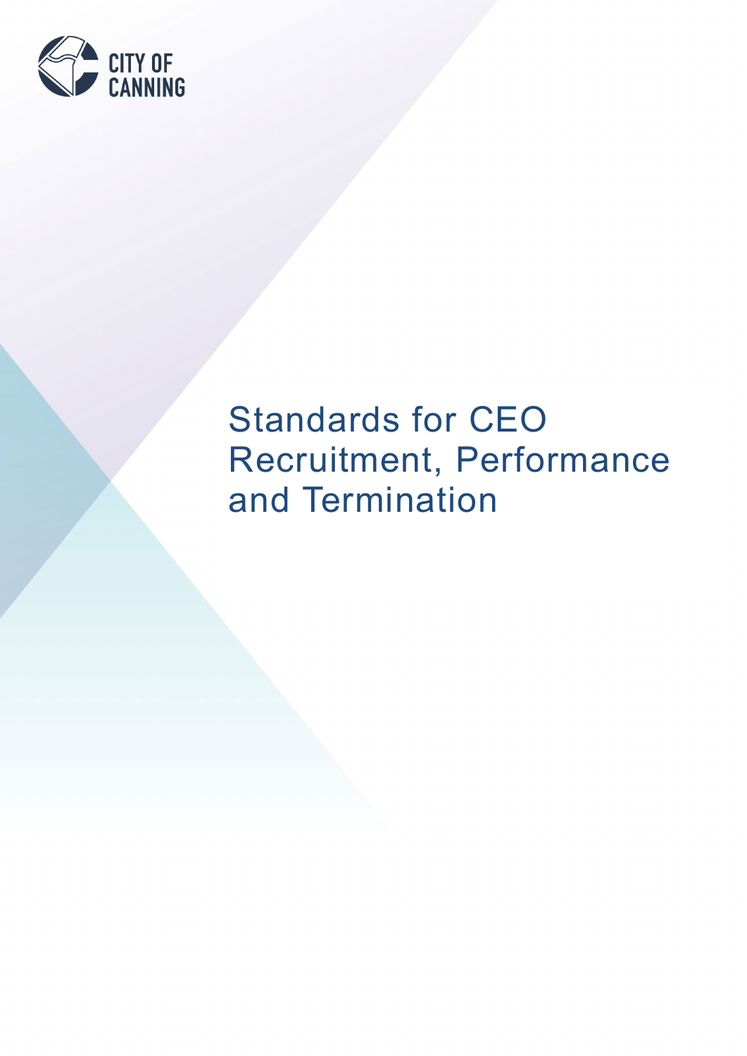CITY OF CANNING

# Standards for CEO Recruitment, Performance and Termination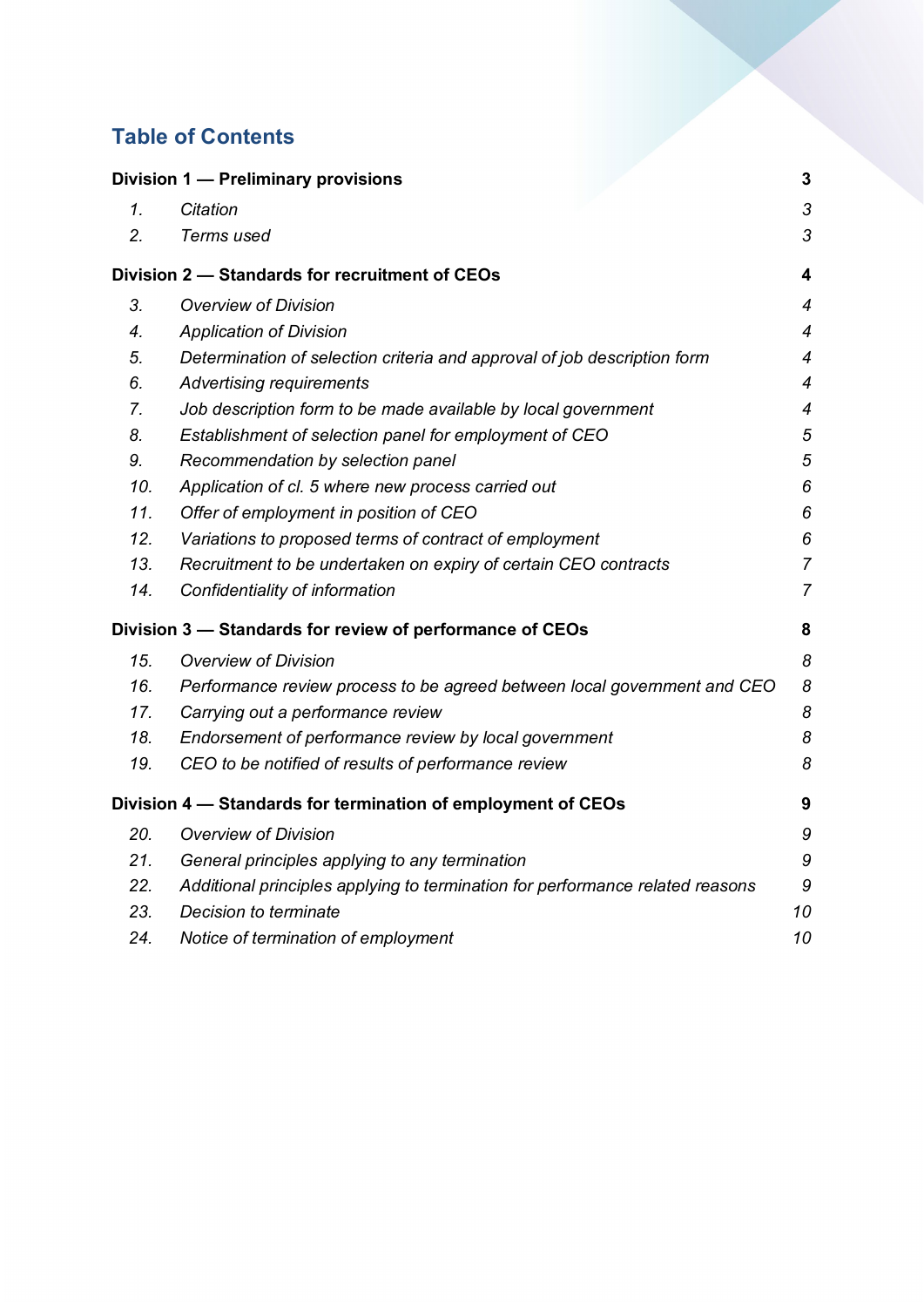# Table of Contents

| | | |
|---|---|---|
| **Division 1 — Preliminary provisions** | | **3** |
| *1.* | *Citation* | *3* |
| *2.* | *Terms used* | *3* |
| **Division 2 — Standards for recruitment of CEOs** | | **4** |
| *3.* | *Overview of Division* | *4* |
| *4.* | *Application of Division* | *4* |
| *5.* | *Determination of selection criteria and approval of job description form* | *4* |
| *6.* | *Advertising requirements* | *4* |
| *7.* | *Job description form to be made available by local government* | *4* |
| *8.* | *Establishment of selection panel for employment of CEO* | *5* |
| *9.* | *Recommendation by selection panel* | *5* |
| *10.* | *Application of cl. 5 where new process carried out* | *6* |
| *11.* | *Offer of employment in position of CEO* | *6* |
| *12.* | *Variations to proposed terms of contract of employment* | *6* |
| *13.* | *Recruitment to be undertaken on expiry of certain CEO contracts* | *7* |
| *14.* | *Confidentiality of information* | *7* |
| **Division 3 — Standards for review of performance of CEOs** | | **8** |
| *15.* | *Overview of Division* | *8* |
| *16.* | *Performance review process to be agreed between local government and CEO* | *8* |
| *17.* | *Carrying out a performance review* | *8* |
| *18.* | *Endorsement of performance review by local government* | *8* |
| *19.* | *CEO to be notified of results of performance review* | *8* |
| **Division 4 — Standards for termination of employment of CEOs** | | **9** |
| *20.* | *Overview of Division* | *9* |
| *21.* | *General principles applying to any termination* | *9* |
| *22.* | *Additional principles applying to termination for performance related reasons* | *9* |
| *23.* | *Decision to terminate* | *10* |
| *24.* | *Notice of termination of employment* | *10* |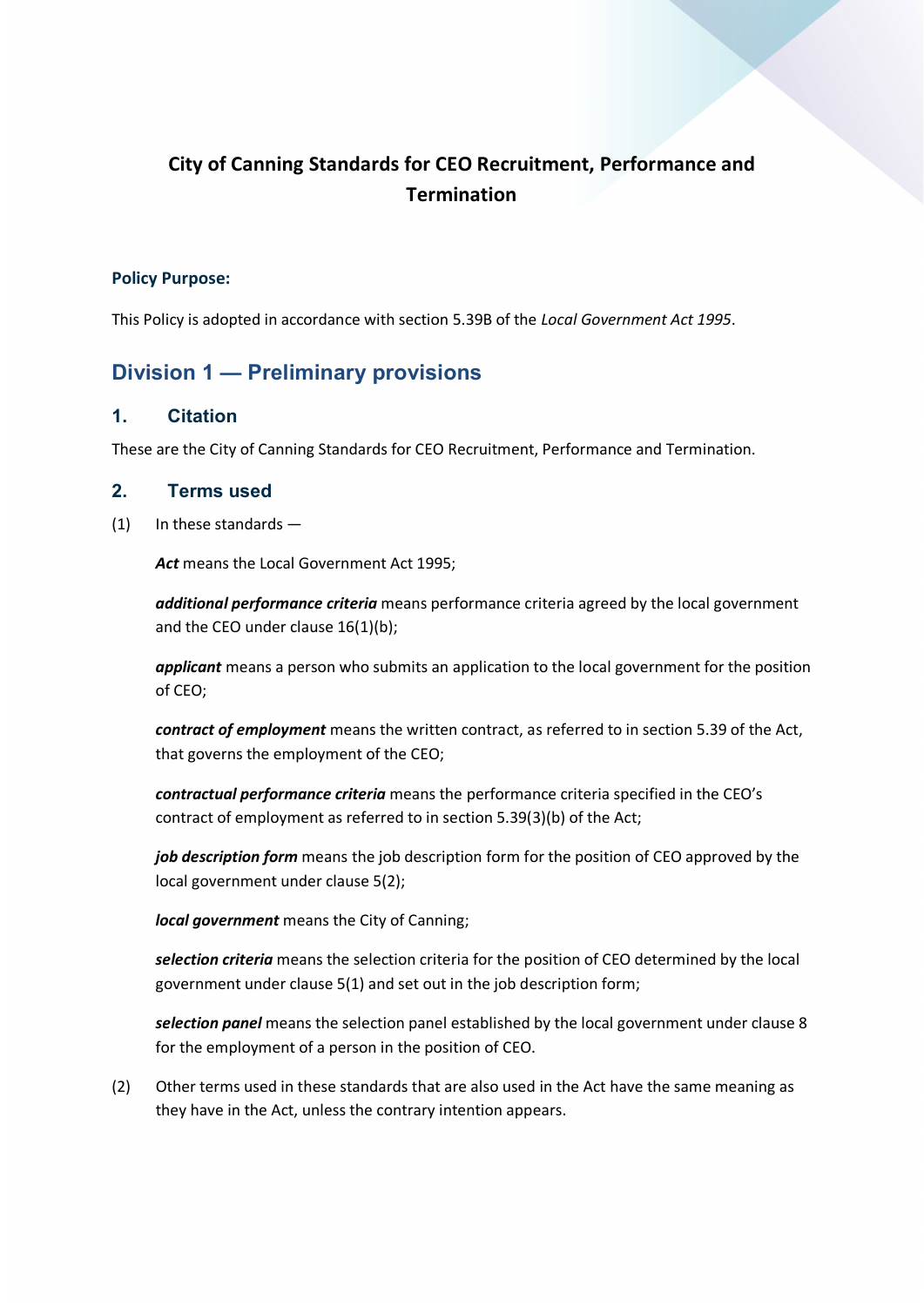# City of Canning Standards for CEO Recruitment, Performance and Termination

**Policy Purpose:**

This Policy is adopted in accordance with section 5.39B of the *Local Government Act 1995*.

## Division 1 — Preliminary provisions

### 1. Citation

These are the City of Canning Standards for CEO Recruitment, Performance and Termination.

### 2. Terms used

(1) In these standards —

***Act*** means the Local Government Act 1995;

***additional performance criteria*** means performance criteria agreed by the local government and the CEO under clause 16(1)(b);

***applicant*** means a person who submits an application to the local government for the position of CEO;

***contract of employment*** means the written contract, as referred to in section 5.39 of the Act, that governs the employment of the CEO;

***contractual performance criteria*** means the performance criteria specified in the CEO's contract of employment as referred to in section 5.39(3)(b) of the Act;

***job description form*** means the job description form for the position of CEO approved by the local government under clause 5(2);

***local government*** means the City of Canning;

***selection criteria*** means the selection criteria for the position of CEO determined by the local government under clause 5(1) and set out in the job description form;

***selection panel*** means the selection panel established by the local government under clause 8 for the employment of a person in the position of CEO.

(2) Other terms used in these standards that are also used in the Act have the same meaning as they have in the Act, unless the contrary intention appears.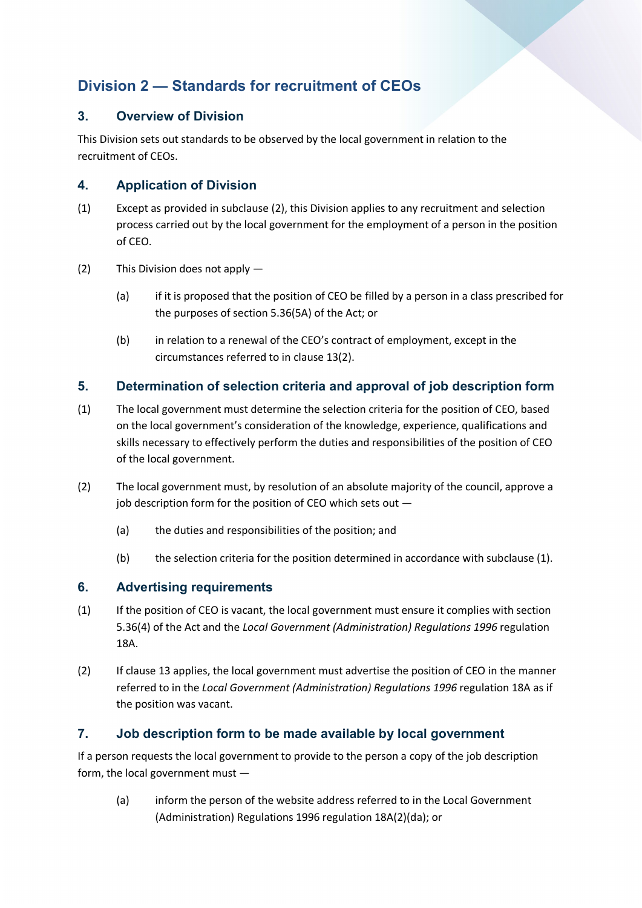## Division 2 — Standards for recruitment of CEOs

### 3. Overview of Division

This Division sets out standards to be observed by the local government in relation to the recruitment of CEOs.

### 4. Application of Division

(1) Except as provided in subclause (2), this Division applies to any recruitment and selection process carried out by the local government for the employment of a person in the position of CEO.

(2) This Division does not apply —

(a) if it is proposed that the position of CEO be filled by a person in a class prescribed for the purposes of section 5.36(5A) of the Act; or

(b) in relation to a renewal of the CEO's contract of employment, except in the circumstances referred to in clause 13(2).

### 5. Determination of selection criteria and approval of job description form

(1) The local government must determine the selection criteria for the position of CEO, based on the local government's consideration of the knowledge, experience, qualifications and skills necessary to effectively perform the duties and responsibilities of the position of CEO of the local government.

(2) The local government must, by resolution of an absolute majority of the council, approve a job description form for the position of CEO which sets out —

(a) the duties and responsibilities of the position; and

(b) the selection criteria for the position determined in accordance with subclause (1).

### 6. Advertising requirements

(1) If the position of CEO is vacant, the local government must ensure it complies with section 5.36(4) of the Act and the *Local Government (Administration) Regulations 1996* regulation 18A.

(2) If clause 13 applies, the local government must advertise the position of CEO in the manner referred to in the *Local Government (Administration) Regulations 1996* regulation 18A as if the position was vacant.

### 7. Job description form to be made available by local government

If a person requests the local government to provide to the person a copy of the job description form, the local government must —

(a) inform the person of the website address referred to in the Local Government (Administration) Regulations 1996 regulation 18A(2)(da); or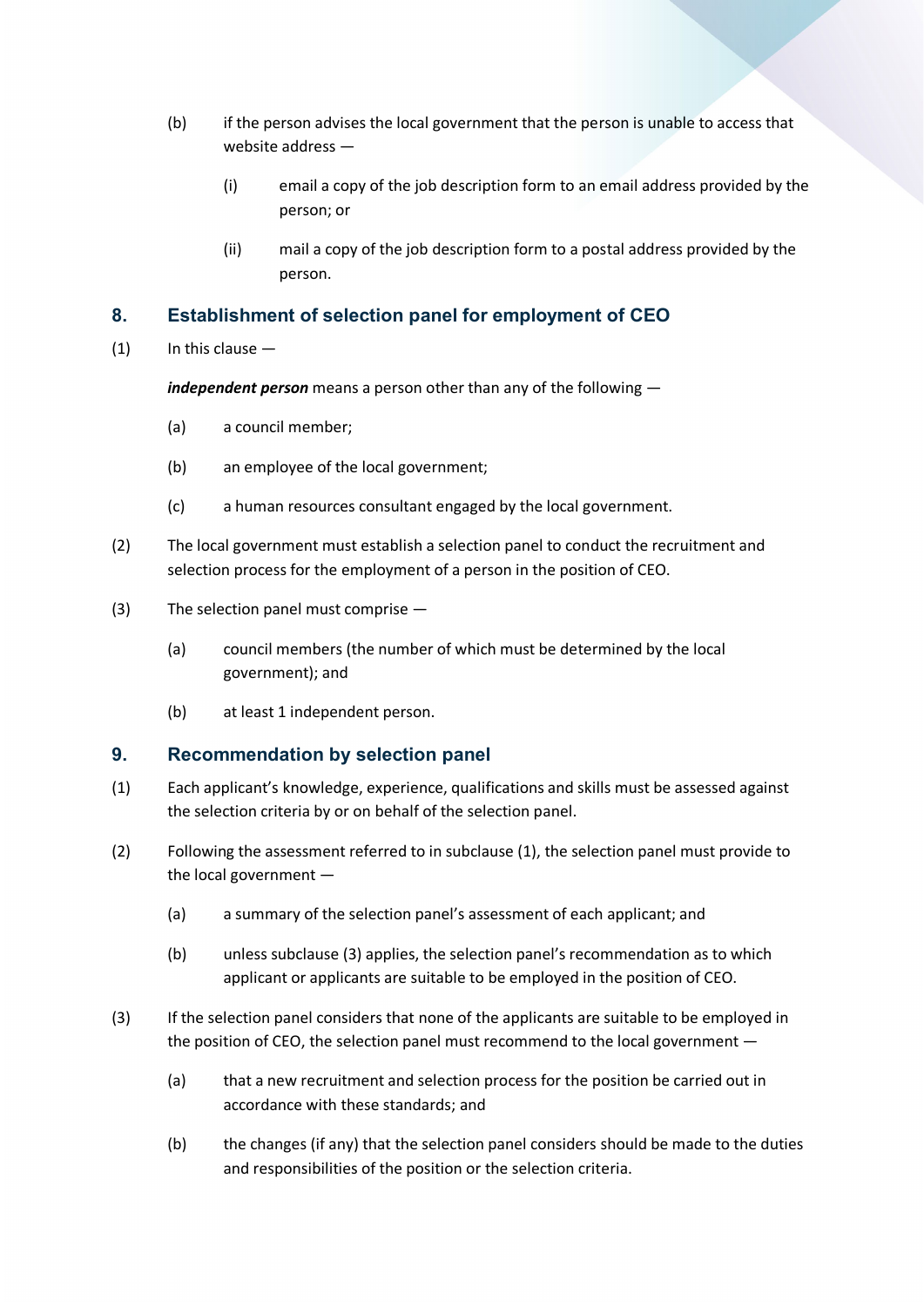(b) if the person advises the local government that the person is unable to access that website address —

  (i) email a copy of the job description form to an email address provided by the person; or

  (ii) mail a copy of the job description form to a postal address provided by the person.

## 8. Establishment of selection panel for employment of CEO

(1) In this clause —

***independent person*** means a person other than any of the following —

  (a) a council member;

  (b) an employee of the local government;

  (c) a human resources consultant engaged by the local government.

(2) The local government must establish a selection panel to conduct the recruitment and selection process for the employment of a person in the position of CEO.

(3) The selection panel must comprise —

  (a) council members (the number of which must be determined by the local government); and

  (b) at least 1 independent person.

## 9. Recommendation by selection panel

(1) Each applicant's knowledge, experience, qualifications and skills must be assessed against the selection criteria by or on behalf of the selection panel.

(2) Following the assessment referred to in subclause (1), the selection panel must provide to the local government —

  (a) a summary of the selection panel's assessment of each applicant; and

  (b) unless subclause (3) applies, the selection panel's recommendation as to which applicant or applicants are suitable to be employed in the position of CEO.

(3) If the selection panel considers that none of the applicants are suitable to be employed in the position of CEO, the selection panel must recommend to the local government —

  (a) that a new recruitment and selection process for the position be carried out in accordance with these standards; and

  (b) the changes (if any) that the selection panel considers should be made to the duties and responsibilities of the position or the selection criteria.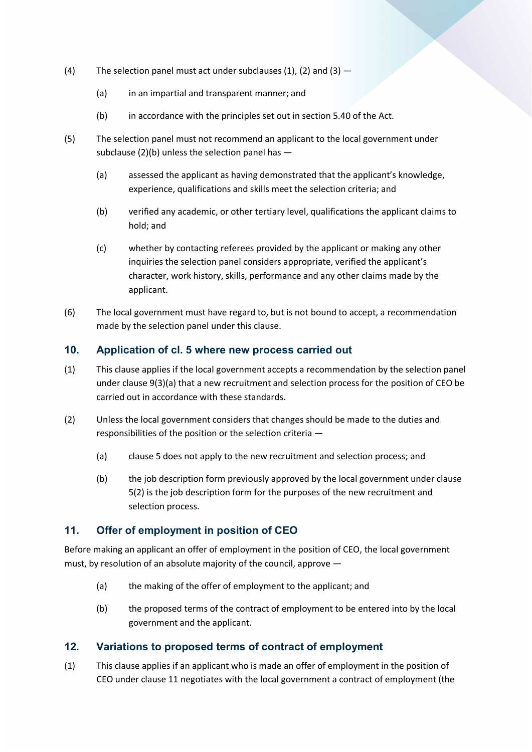(4) The selection panel must act under subclauses (1), (2) and (3) —

  (a) in an impartial and transparent manner; and

  (b) in accordance with the principles set out in section 5.40 of the Act.

(5) The selection panel must not recommend an applicant to the local government under subclause (2)(b) unless the selection panel has —

  (a) assessed the applicant as having demonstrated that the applicant's knowledge, experience, qualifications and skills meet the selection criteria; and

  (b) verified any academic, or other tertiary level, qualifications the applicant claims to hold; and

  (c) whether by contacting referees provided by the applicant or making any other inquiries the selection panel considers appropriate, verified the applicant's character, work history, skills, performance and any other claims made by the applicant.

(6) The local government must have regard to, but is not bound to accept, a recommendation made by the selection panel under this clause.

## 10. Application of cl. 5 where new process carried out

(1) This clause applies if the local government accepts a recommendation by the selection panel under clause 9(3)(a) that a new recruitment and selection process for the position of CEO be carried out in accordance with these standards.

(2) Unless the local government considers that changes should be made to the duties and responsibilities of the position or the selection criteria —

  (a) clause 5 does not apply to the new recruitment and selection process; and

  (b) the job description form previously approved by the local government under clause 5(2) is the job description form for the purposes of the new recruitment and selection process.

## 11. Offer of employment in position of CEO

Before making an applicant an offer of employment in the position of CEO, the local government must, by resolution of an absolute majority of the council, approve —

  (a) the making of the offer of employment to the applicant; and

  (b) the proposed terms of the contract of employment to be entered into by the local government and the applicant.

## 12. Variations to proposed terms of contract of employment

(1) This clause applies if an applicant who is made an offer of employment in the position of CEO under clause 11 negotiates with the local government a contract of employment (the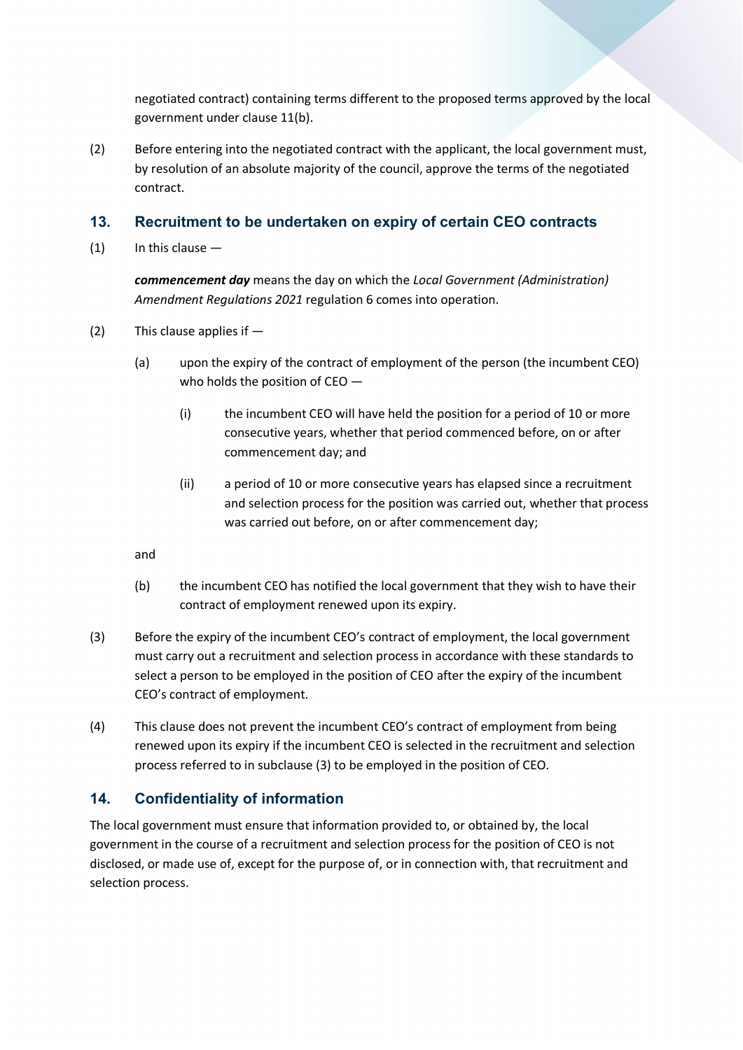negotiated contract) containing terms different to the proposed terms approved by the local government under clause 11(b).

(2) Before entering into the negotiated contract with the applicant, the local government must, by resolution of an absolute majority of the council, approve the terms of the negotiated contract.

## 13. Recruitment to be undertaken on expiry of certain CEO contracts

(1) In this clause —

***commencement day*** means the day on which the *Local Government (Administration) Amendment Regulations 2021* regulation 6 comes into operation.

(2) This clause applies if —

   (a) upon the expiry of the contract of employment of the person (the incumbent CEO) who holds the position of CEO —

      (i) the incumbent CEO will have held the position for a period of 10 or more consecutive years, whether that period commenced before, on or after commencement day; and

      (ii) a period of 10 or more consecutive years has elapsed since a recruitment and selection process for the position was carried out, whether that process was carried out before, on or after commencement day;

   and

   (b) the incumbent CEO has notified the local government that they wish to have their contract of employment renewed upon its expiry.

(3) Before the expiry of the incumbent CEO's contract of employment, the local government must carry out a recruitment and selection process in accordance with these standards to select a person to be employed in the position of CEO after the expiry of the incumbent CEO's contract of employment.

(4) This clause does not prevent the incumbent CEO's contract of employment from being renewed upon its expiry if the incumbent CEO is selected in the recruitment and selection process referred to in subclause (3) to be employed in the position of CEO.

## 14. Confidentiality of information

The local government must ensure that information provided to, or obtained by, the local government in the course of a recruitment and selection process for the position of CEO is not disclosed, or made use of, except for the purpose of, or in connection with, that recruitment and selection process.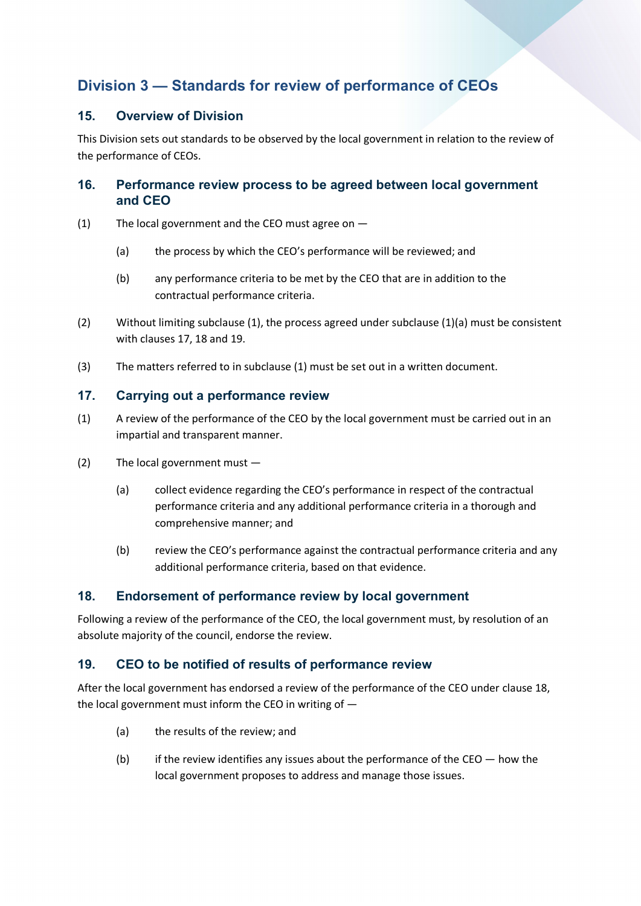## Division 3 — Standards for review of performance of CEOs

### 15. Overview of Division

This Division sets out standards to be observed by the local government in relation to the review of the performance of CEOs.

### 16. Performance review process to be agreed between local government and CEO

(1) The local government and the CEO must agree on —

(a) the process by which the CEO's performance will be reviewed; and

(b) any performance criteria to be met by the CEO that are in addition to the contractual performance criteria.

(2) Without limiting subclause (1), the process agreed under subclause (1)(a) must be consistent with clauses 17, 18 and 19.

(3) The matters referred to in subclause (1) must be set out in a written document.

### 17. Carrying out a performance review

(1) A review of the performance of the CEO by the local government must be carried out in an impartial and transparent manner.

(2) The local government must —

(a) collect evidence regarding the CEO's performance in respect of the contractual performance criteria and any additional performance criteria in a thorough and comprehensive manner; and

(b) review the CEO's performance against the contractual performance criteria and any additional performance criteria, based on that evidence.

### 18. Endorsement of performance review by local government

Following a review of the performance of the CEO, the local government must, by resolution of an absolute majority of the council, endorse the review.

### 19. CEO to be notified of results of performance review

After the local government has endorsed a review of the performance of the CEO under clause 18, the local government must inform the CEO in writing of —

(a) the results of the review; and

(b) if the review identifies any issues about the performance of the CEO — how the local government proposes to address and manage those issues.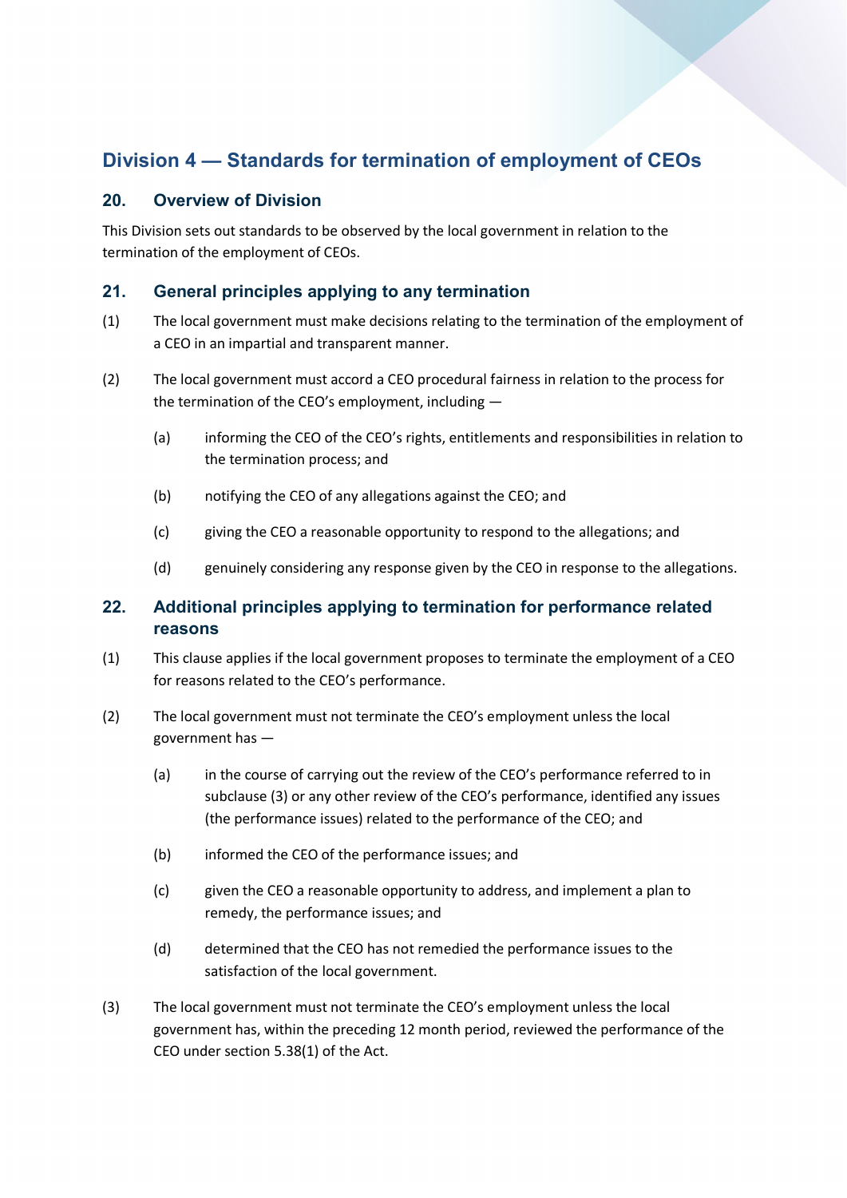## Division 4 — Standards for termination of employment of CEOs

### 20. Overview of Division

This Division sets out standards to be observed by the local government in relation to the termination of the employment of CEOs.

### 21. General principles applying to any termination

(1) The local government must make decisions relating to the termination of the employment of a CEO in an impartial and transparent manner.

(2) The local government must accord a CEO procedural fairness in relation to the process for the termination of the CEO's employment, including —

- (a) informing the CEO of the CEO's rights, entitlements and responsibilities in relation to the termination process; and
- (b) notifying the CEO of any allegations against the CEO; and
- (c) giving the CEO a reasonable opportunity to respond to the allegations; and
- (d) genuinely considering any response given by the CEO in response to the allegations.

### 22. Additional principles applying to termination for performance related reasons

(1) This clause applies if the local government proposes to terminate the employment of a CEO for reasons related to the CEO's performance.

(2) The local government must not terminate the CEO's employment unless the local government has —

- (a) in the course of carrying out the review of the CEO's performance referred to in subclause (3) or any other review of the CEO's performance, identified any issues (the performance issues) related to the performance of the CEO; and
- (b) informed the CEO of the performance issues; and
- (c) given the CEO a reasonable opportunity to address, and implement a plan to remedy, the performance issues; and
- (d) determined that the CEO has not remedied the performance issues to the satisfaction of the local government.

(3) The local government must not terminate the CEO's employment unless the local government has, within the preceding 12 month period, reviewed the performance of the CEO under section 5.38(1) of the Act.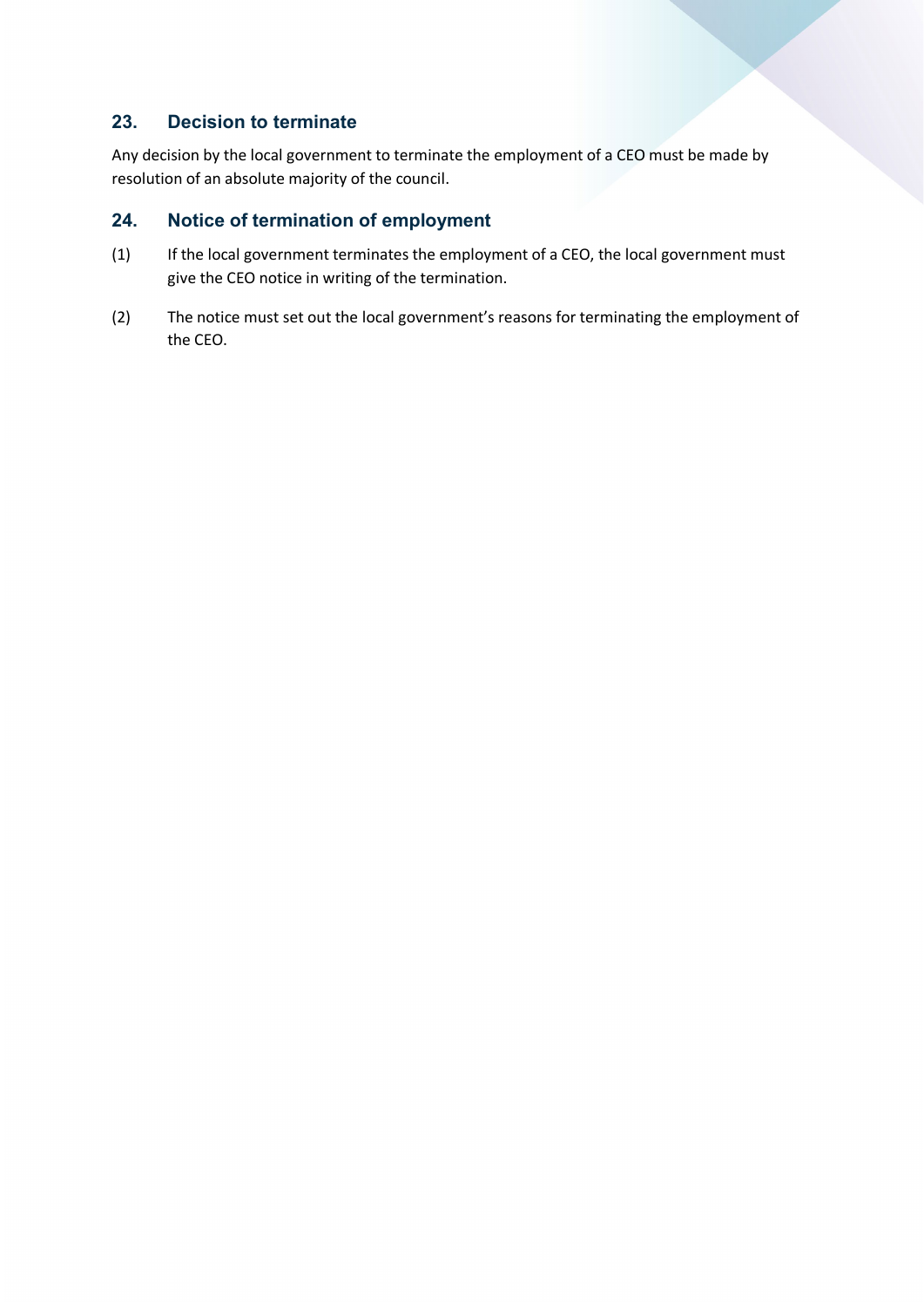## 23. Decision to terminate

Any decision by the local government to terminate the employment of a CEO must be made by resolution of an absolute majority of the council.

## 24. Notice of termination of employment

(1) If the local government terminates the employment of a CEO, the local government must give the CEO notice in writing of the termination.

(2) The notice must set out the local government's reasons for terminating the employment of the CEO.